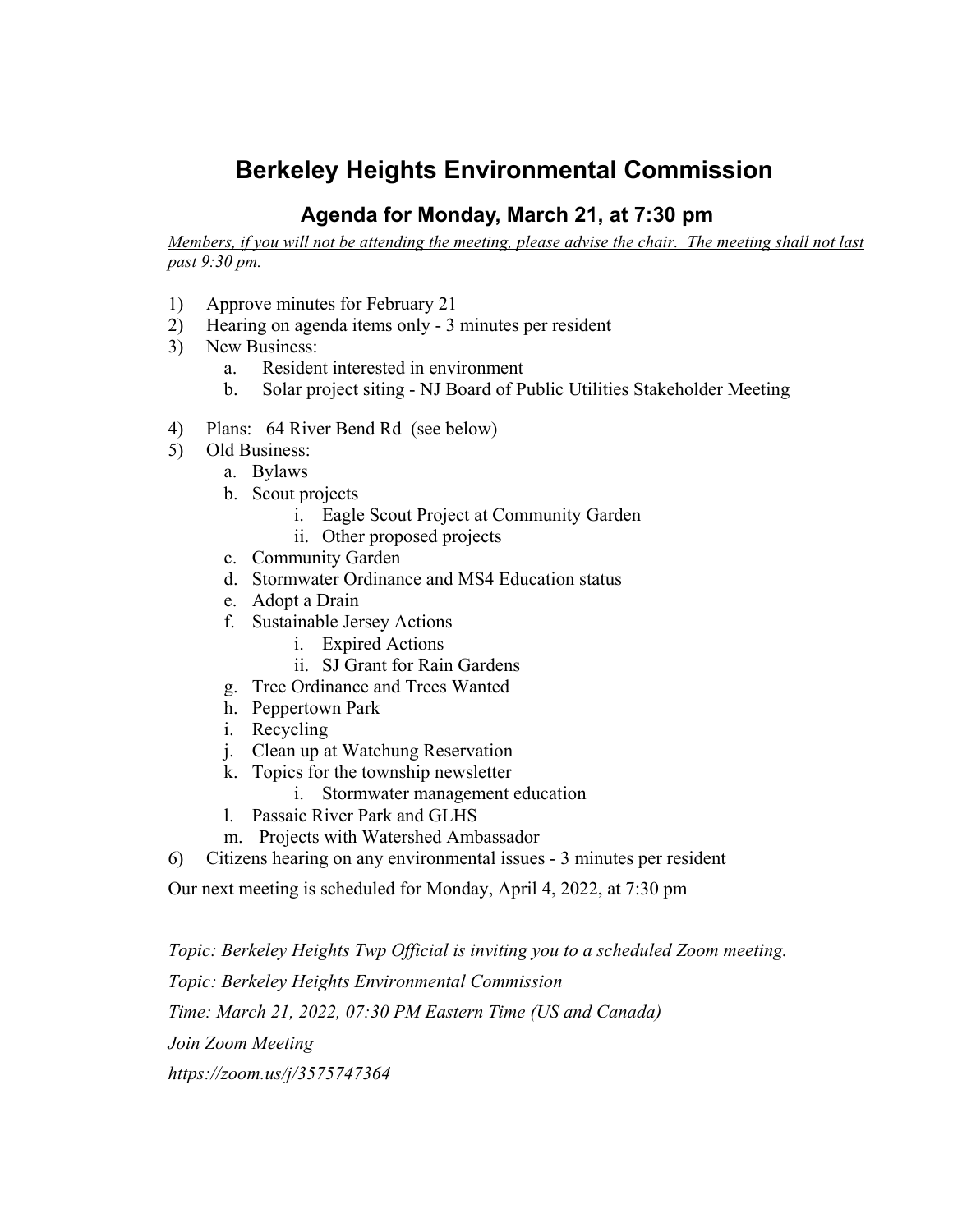# Berkeley Heights Environmental Commission

## Agenda for Monday, March 21, at 7:30 pm

*Members, if you will not be attending the meeting, please advise the chair. The meeting shall not last past 9:30 pm.*

1) Approve minutes for February 21
2) Hearing on agenda items only - 3 minutes per resident
3) New Business:
    a. Resident interested in environment
    b. Solar project siting - NJ Board of Public Utilities Stakeholder Meeting
4) Plans: 64 River Bend Rd (see below)
5) Old Business:
    a. Bylaws
    b. Scout projects
        i. Eagle Scout Project at Community Garden
        ii. Other proposed projects
    c. Community Garden
    d. Stormwater Ordinance and MS4 Education status
    e. Adopt a Drain
    f. Sustainable Jersey Actions
        i. Expired Actions
        ii. SJ Grant for Rain Gardens
    g. Tree Ordinance and Trees Wanted
    h. Peppertown Park
    i. Recycling
    j. Clean up at Watchung Reservation
    k. Topics for the township newsletter
        i. Stormwater management education
    l. Passaic River Park and GLHS
    m. Projects with Watershed Ambassador
6) Citizens hearing on any environmental issues - 3 minutes per resident

Our next meeting is scheduled for Monday, April 4, 2022, at 7:30 pm

*Topic: Berkeley Heights Twp Official is inviting you to a scheduled Zoom meeting.*

*Topic: Berkeley Heights Environmental Commission*

*Time: March 21, 2022, 07:30 PM Eastern Time (US and Canada)*

*Join Zoom Meeting*

*https://zoom.us/j/3575747364*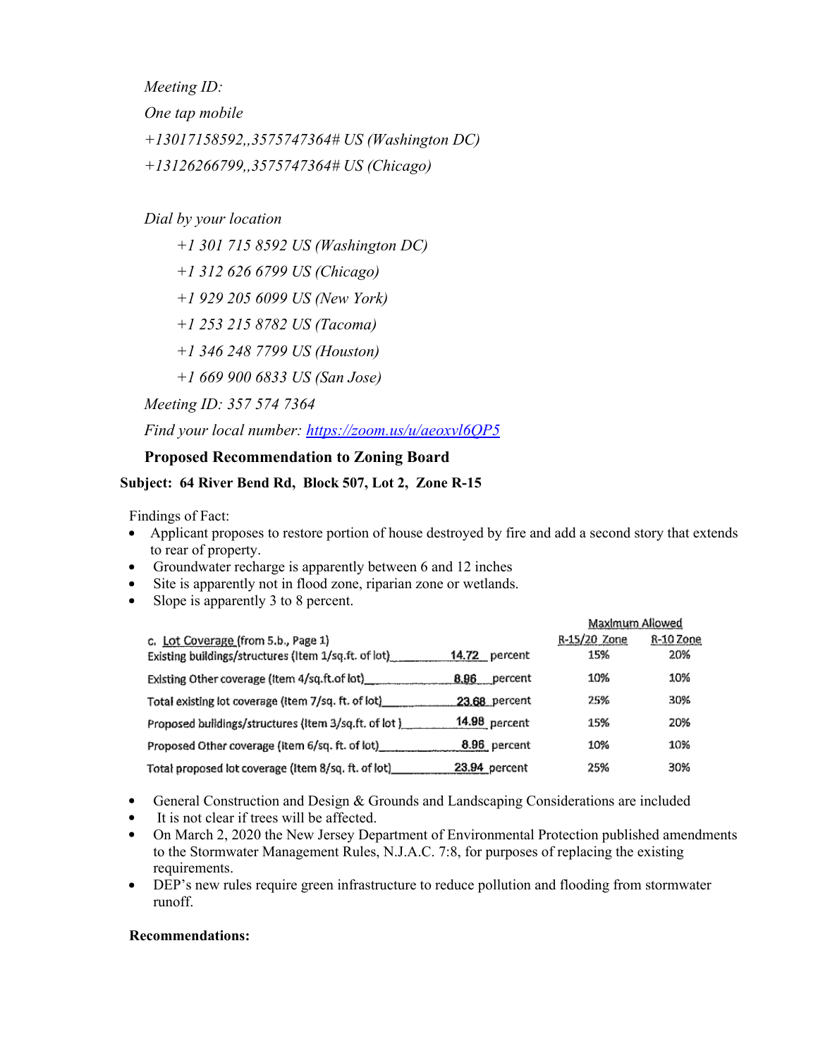*Meeting ID:*

*One tap mobile*

*+13017158592,,3575747364# US (Washington DC)*

*+13126266799,,3575747364# US (Chicago)*

*Dial by your location*

*+1 301 715 8592 US (Washington DC)*

*+1 312 626 6799 US (Chicago)*

*+1 929 205 6099 US (New York)*

*+1 253 215 8782 US (Tacoma)*

*+1 346 248 7799 US (Houston)*

*+1 669 900 6833 US (San Jose)*

*Meeting ID: 357 574 7364*

*Find your local number: [https://zoom.us/u/aeoxvl6QP5](https://zoom.us/u/aeoxvl6QP5)*

**Proposed Recommendation to Zoning Board**

**Subject: 64 River Bend Rd, Block 507, Lot 2, Zone R-15**

Findings of Fact:

- Applicant proposes to restore portion of house destroyed by fire and add a second story that extends to rear of property.
- Groundwater recharge is apparently between 6 and 12 inches
- Site is apparently not in flood zone, riparian zone or wetlands.
- Slope is apparently 3 to 8 percent.

| c. Lot Coverage (from 5.b., Page 1) | | Maximum Allowed R-15/20 Zone | Maximum Allowed R-10 Zone |
|---|---|---|---|
| Existing buildings/structures (Item 1/sq.ft. of lot) | 14.72 percent | 15% | 20% |
| Existing Other coverage (Item 4/sq.ft.of lot) | 8.96 percent | 10% | 10% |
| Total existing lot coverage (Item 7/sq. ft. of lot) | 23.68 percent | 25% | 30% |
| Proposed buildings/structures (Item 3/sq.ft. of lot) | 14.98 percent | 15% | 20% |
| Proposed Other coverage (Item 6/sq. ft. of lot) | 8.96 percent | 10% | 10% |
| Total proposed lot coverage (Item 8/sq. ft. of lot) | 23.94 percent | 25% | 30% |

- General Construction and Design & Grounds and Landscaping Considerations are included
- It is not clear if trees will be affected.
- On March 2, 2020 the New Jersey Department of Environmental Protection published amendments to the Stormwater Management Rules, N.J.A.C. 7:8, for purposes of replacing the existing requirements.
- DEP's new rules require green infrastructure to reduce pollution and flooding from stormwater runoff.

**Recommendations:**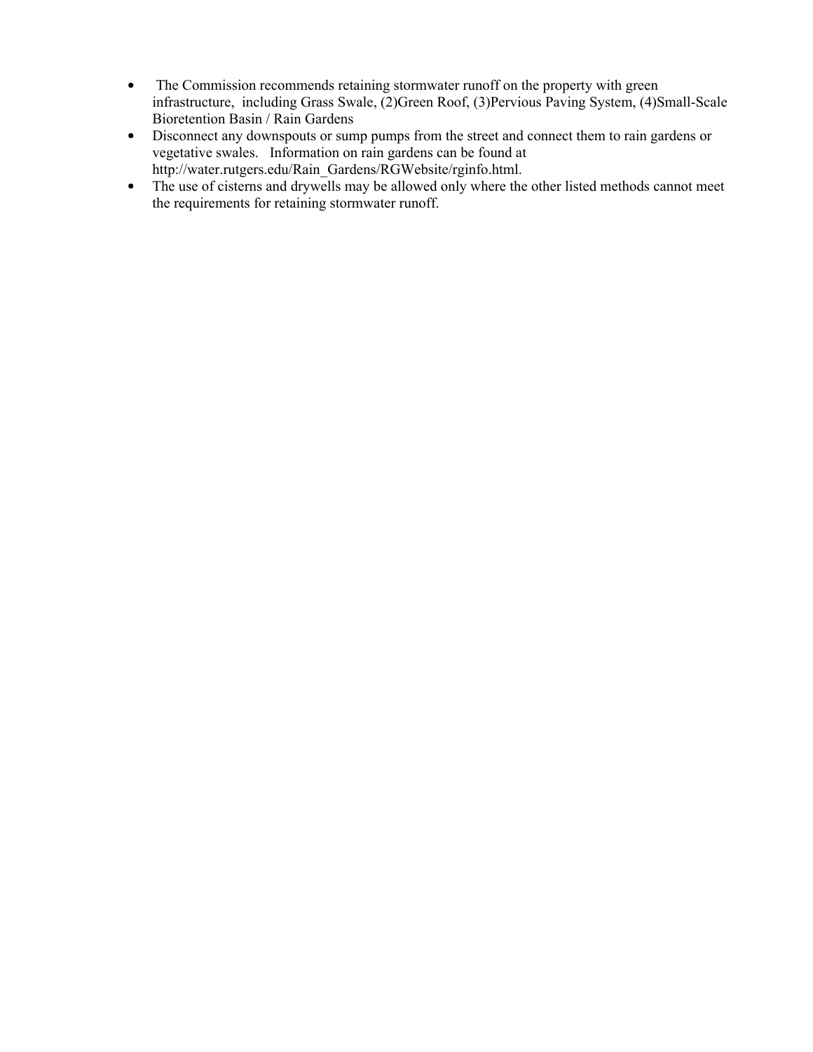- The Commission recommends retaining stormwater runoff on the property with green infrastructure, including Grass Swale, (2)Green Roof, (3)Pervious Paving System, (4)Small-Scale Bioretention Basin / Rain Gardens
- Disconnect any downspouts or sump pumps from the street and connect them to rain gardens or vegetative swales. Information on rain gardens can be found at http://water.rutgers.edu/Rain_Gardens/RGWebsite/rginfo.html.
- The use of cisterns and drywells may be allowed only where the other listed methods cannot meet the requirements for retaining stormwater runoff.